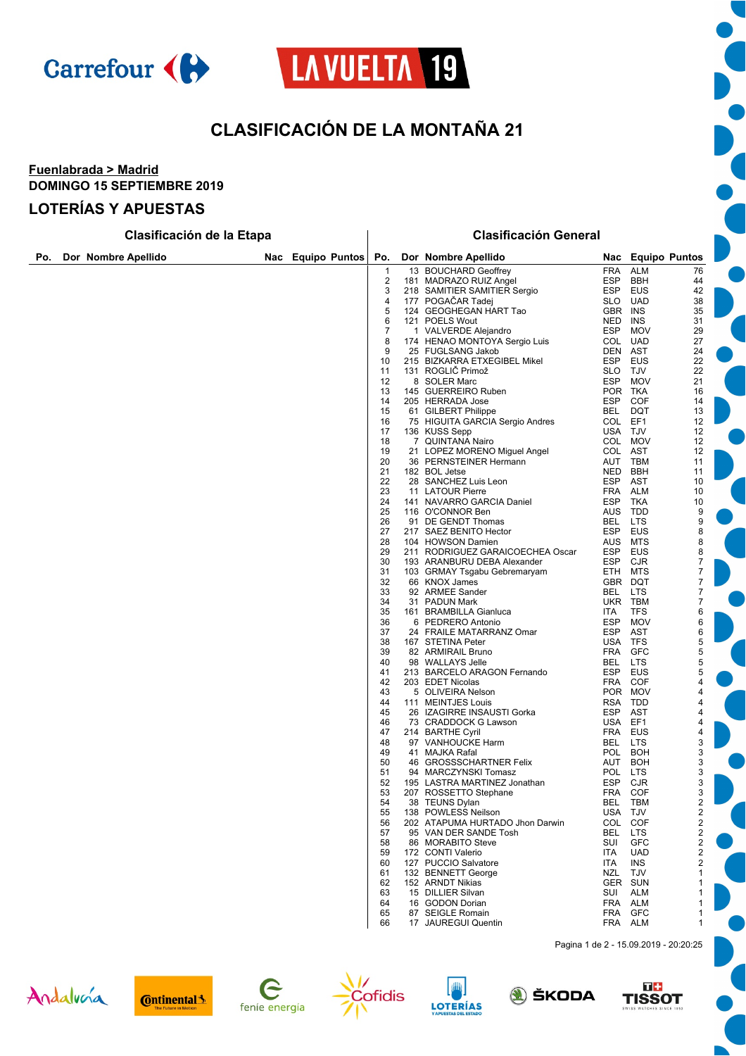# CLASIFICACIÓN DE LA MONTAÑA 21

**Fuenlabrada > Madrid**

**DOMINGO 15 SEPTIEMBRE 2019**

## LOTERÍAS Y APUESTAS

### Clasificación de la Etapa

| Po. | Dor | Nombre Apellido | Nac | Equipo | Puntos |
|---|---|---|---|---|---|

### Clasificación General

| Po. | Dor | Nombre Apellido | Nac | Equipo | Puntos |
|---|---|---|---|---|---|
| 1 | 13 | BOUCHARD Geoffrey | FRA | ALM | 76 |
| 2 | 181 | MADRAZO RUIZ Angel | ESP | BBH | 44 |
| 3 | 218 | SAMITIER SAMITIER Sergio | ESP | EUS | 42 |
| 4 | 177 | POGAČAR Tadej | SLO | UAD | 38 |
| 5 | 124 | GEOGHEGAN HART Tao | GBR | INS | 35 |
| 6 | 121 | POELS Wout | NED | INS | 31 |
| 7 | 1 | VALVERDE Alejandro | ESP | MOV | 29 |
| 8 | 174 | HENAO MONTOYA Sergio Luis | COL | UAD | 27 |
| 9 | 25 | FUGLSANG Jakob | DEN | AST | 24 |
| 10 | 215 | BIZKARRA ETXEGIBEL Mikel | ESP | EUS | 22 |
| 11 | 131 | ROGLIČ Primož | SLO | TJV | 22 |
| 12 | 8 | SOLER Marc | ESP | MOV | 21 |
| 13 | 145 | GUERREIRO Ruben | POR | TKA | 16 |
| 14 | 205 | HERRADA Jose | ESP | COF | 14 |
| 15 | 61 | GILBERT Philippe | BEL | DQT | 13 |
| 16 | 75 | HIGUITA GARCIA Sergio Andres | COL | EF1 | 12 |
| 17 | 136 | KUSS Sepp | USA | TJV | 12 |
| 18 | 7 | QUINTANA Nairo | COL | MOV | 12 |
| 19 | 21 | LOPEZ MORENO Miguel Angel | COL | AST | 12 |
| 20 | 36 | PERNSTEINER Hermann | AUT | TBM | 11 |
| 21 | 182 | BOL Jetse | NED | BBH | 11 |
| 22 | 28 | SANCHEZ Luis Leon | ESP | AST | 10 |
| 23 | 11 | LATOUR Pierre | FRA | ALM | 10 |
| 24 | 141 | NAVARRO GARCIA Daniel | ESP | TKA | 10 |
| 25 | 116 | O'CONNOR Ben | AUS | TDD | 9 |
| 26 | 91 | DE GENDT Thomas | BEL | LTS | 9 |
| 27 | 217 | SAEZ BENITO Hector | ESP | EUS | 8 |
| 28 | 104 | HOWSON Damien | AUS | MTS | 8 |
| 29 | 211 | RODRIGUEZ GARAICOECHEA Oscar | ESP | EUS | 8 |
| 30 | 193 | ARANBURU DEBA Alexander | ESP | CJR | 7 |
| 31 | 103 | GRMAY Tsgabu Gebremaryam | ETH | MTS | 7 |
| 32 | 66 | KNOX James | GBR | DQT | 7 |
| 33 | 92 | ARMEE Sander | BEL | LTS | 7 |
| 34 | 31 | PADUN Mark | UKR | TBM | 7 |
| 35 | 161 | BRAMBILLA Gianluca | ITA | TFS | 6 |
| 36 | 6 | PEDRERO Antonio | ESP | MOV | 6 |
| 37 | 24 | FRAILE MATARRANZ Omar | ESP | AST | 6 |
| 38 | 167 | STETINA Peter | USA | TFS | 5 |
| 39 | 82 | ARMIRAIL Bruno | FRA | GFC | 5 |
| 40 | 98 | WALLAYS Jelle | BEL | LTS | 5 |
| 41 | 213 | BARCELO ARAGON Fernando | ESP | EUS | 5 |
| 42 | 203 | EDET Nicolas | FRA | COF | 4 |
| 43 | 5 | OLIVEIRA Nelson | POR | MOV | 4 |
| 44 | 111 | MEINTJES Louis | RSA | TDD | 4 |
| 45 | 26 | IZAGIRRE INSAUSTI Gorka | ESP | AST | 4 |
| 46 | 73 | CRADDOCK G Lawson | USA | EF1 | 4 |
| 47 | 214 | BARTHE Cyril | FRA | EUS | 4 |
| 48 | 97 | VANHOUCKE Harm | BEL | LTS | 3 |
| 49 | 41 | MAJKA Rafal | POL | BOH | 3 |
| 50 | 46 | GROSSSCHARTNER Felix | AUT | BOH | 3 |
| 51 | 94 | MARCZYNSKI Tomasz | POL | LTS | 3 |
| 52 | 195 | LASTRA MARTINEZ Jonathan | ESP | CJR | 3 |
| 53 | 207 | ROSSETTO Stephane | FRA | COF | 3 |
| 54 | 38 | TEUNS Dylan | BEL | TBM | 2 |
| 55 | 138 | POWLESS Neilson | USA | TJV | 2 |
| 56 | 202 | ATAPUMA HURTADO Jhon Darwin | COL | COF | 2 |
| 57 | 95 | VAN DER SANDE Tosh | BEL | LTS | 2 |
| 58 | 86 | MORABITO Steve | SUI | GFC | 2 |
| 59 | 172 | CONTI Valerio | ITA | UAD | 2 |
| 60 | 127 | PUCCIO Salvatore | ITA | INS | 2 |
| 61 | 132 | BENNETT George | NZL | TJV | 1 |
| 62 | 152 | ARNDT Nikias | GER | SUN | 1 |
| 63 | 15 | DILLIER Silvan | SUI | ALM | 1 |
| 64 | 16 | GODON Dorian | FRA | ALM | 1 |
| 65 | 87 | SEIGLE Romain | FRA | GFC | 1 |
| 66 | 17 | JAUREGUI Quentin | FRA | ALM | 1 |

15.09.2019 - 20:20:25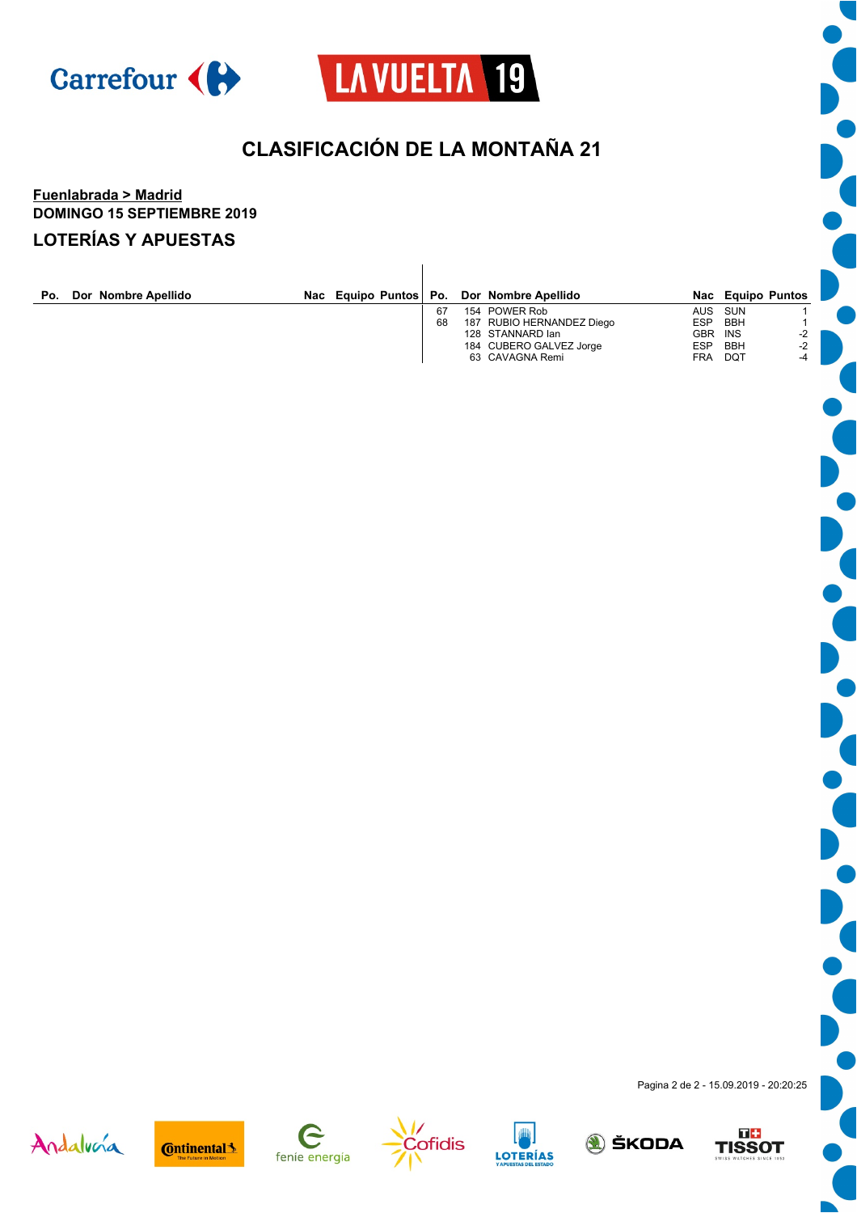## CLASIFICACIÓN DE LA MONTAÑA 21

**Fuenlabrada > Madrid**
**DOMINGO 15 SEPTIEMBRE 2019**

### LOTERÍAS Y APUESTAS

| Po. | Dor | Nombre Apellido | Nac | Equipo | Puntos |
|---|---|---|---|---|---|
| 67 | 154 | POWER Rob | AUS | SUN | 1 |
| 68 | 187 | RUBIO HERNANDEZ Diego | ESP | BBH | 1 |
| | 128 | STANNARD Ian | GBR | INS | -2 |
| | 184 | CUBERO GALVEZ Jorge | ESP | BBH | -2 |
| | 63 | CAVAGNA Remi | FRA | DQT | -4 |

Pagina 2 de 2 - 15.09.2019 - 20:20:25